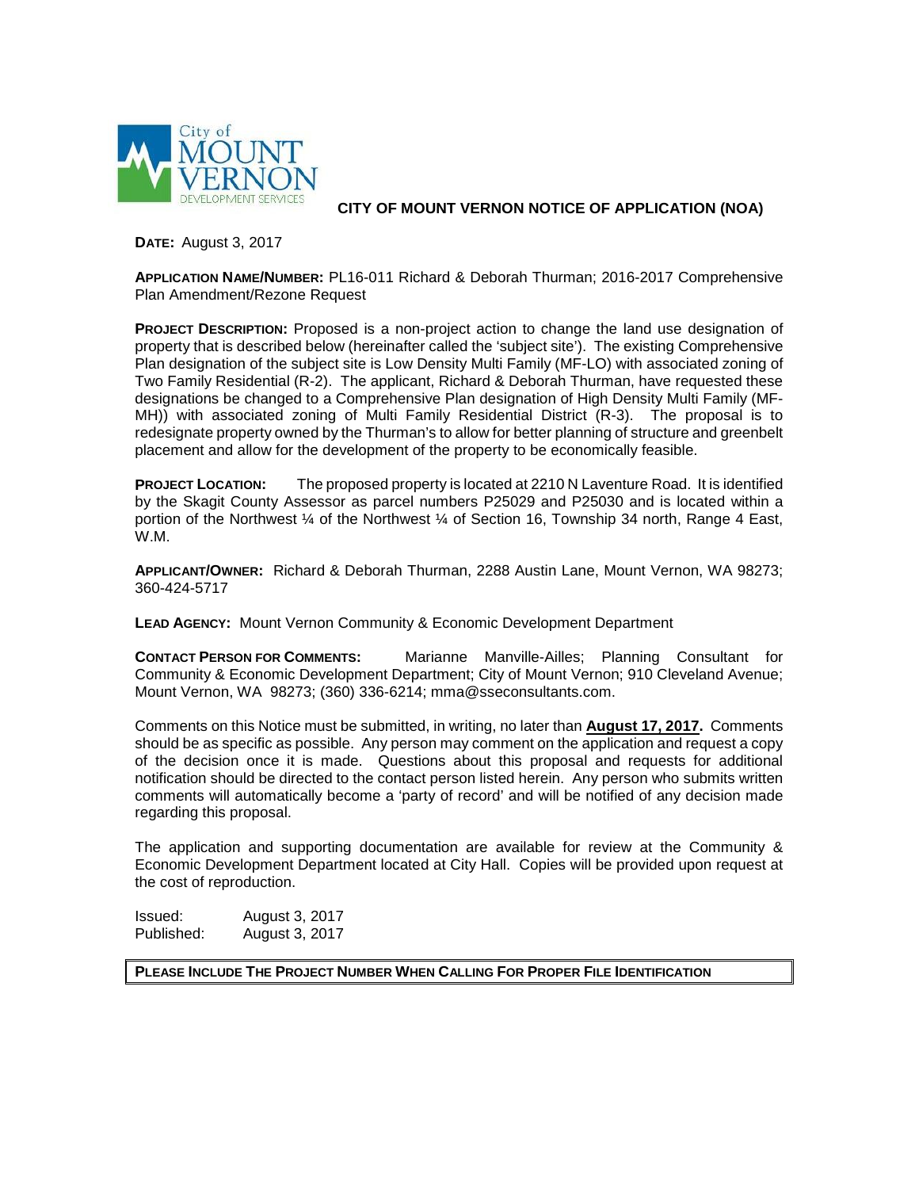City of MOUNT VERNON DEVELOPMENT SERVICES

# CITY OF MOUNT VERNON NOTICE OF APPLICATION (NOA)

**DATE:** August 3, 2017

**APPLICATION NAME/NUMBER:** PL16-011 Richard & Deborah Thurman; 2016-2017 Comprehensive Plan Amendment/Rezone Request

**PROJECT DESCRIPTION:** Proposed is a non-project action to change the land use designation of property that is described below (hereinafter called the 'subject site'). The existing Comprehensive Plan designation of the subject site is Low Density Multi Family (MF-LO) with associated zoning of Two Family Residential (R-2). The applicant, Richard & Deborah Thurman, have requested these designations be changed to a Comprehensive Plan designation of High Density Multi Family (MF-MH)) with associated zoning of Multi Family Residential District (R-3). The proposal is to redesignate property owned by the Thurman's to allow for better planning of structure and greenbelt placement and allow for the development of the property to be economically feasible.

**PROJECT LOCATION:** The proposed property is located at 2210 N Laventure Road. It is identified by the Skagit County Assessor as parcel numbers P25029 and P25030 and is located within a portion of the Northwest ¼ of the Northwest ¼ of Section 16, Township 34 north, Range 4 East, W.M.

**APPLICANT/OWNER:** Richard & Deborah Thurman, 2288 Austin Lane, Mount Vernon, WA 98273; 360-424-5717

**LEAD AGENCY:** Mount Vernon Community & Economic Development Department

**CONTACT PERSON FOR COMMENTS:** Marianne Manville-Ailles; Planning Consultant for Community & Economic Development Department; City of Mount Vernon; 910 Cleveland Avenue; Mount Vernon, WA 98273; (360) 336-6214; mma@sseconsultants.com.

Comments on this Notice must be submitted, in writing, no later than **August 17, 2017.** Comments should be as specific as possible. Any person may comment on the application and request a copy of the decision once it is made. Questions about this proposal and requests for additional notification should be directed to the contact person listed herein. Any person who submits written comments will automatically become a 'party of record' and will be notified of any decision made regarding this proposal.

The application and supporting documentation are available for review at the Community & Economic Development Department located at City Hall. Copies will be provided upon request at the cost of reproduction.

Issued: August 3, 2017
Published: August 3, 2017

**PLEASE INCLUDE THE PROJECT NUMBER WHEN CALLING FOR PROPER FILE IDENTIFICATION**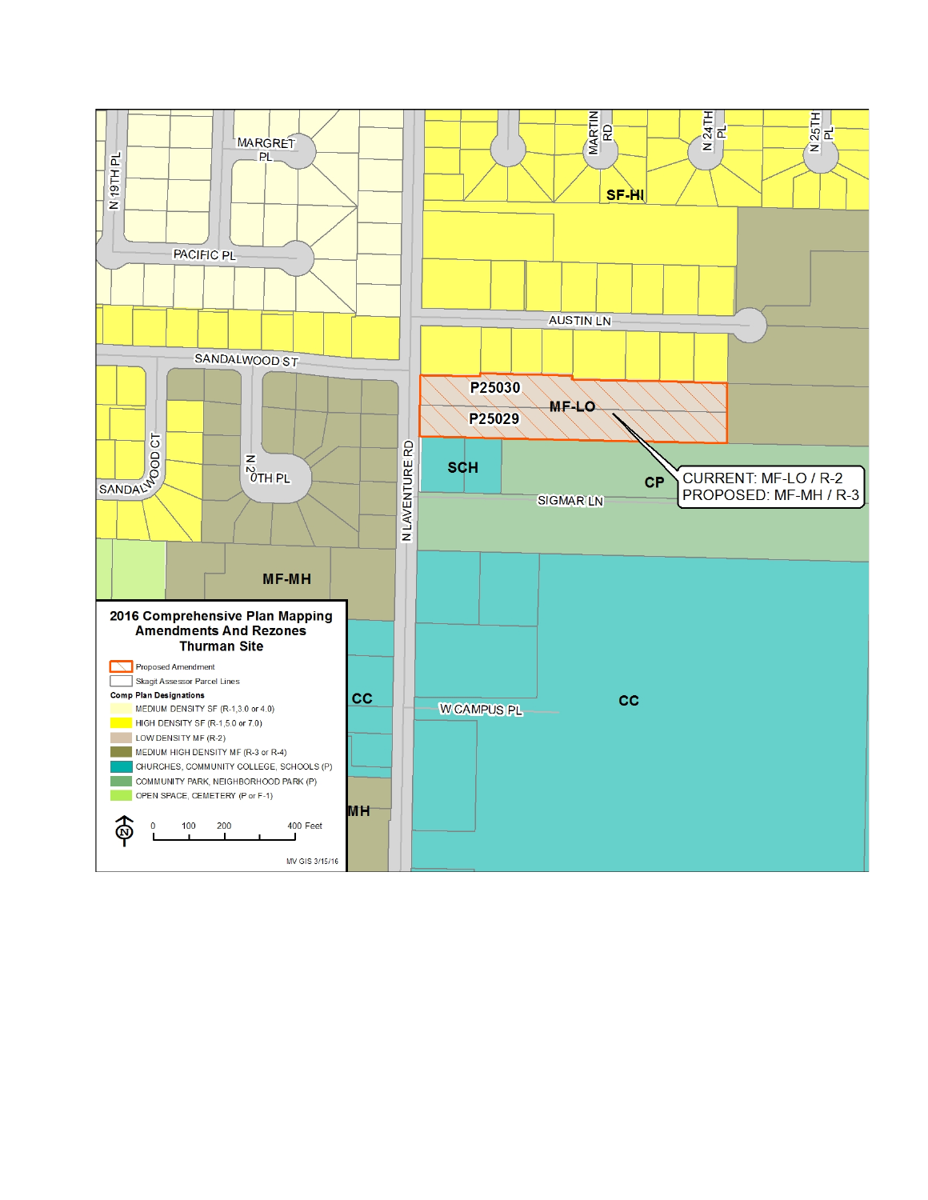MARGRET PL

N 19TH PL

PACIFIC PL

MARTIN RD

N 24TH PL

N 25TH PL

SF-HI

AUSTIN LN

SANDALWOOD ST

P25030

MF-LO

P25029

SANDALWOOD CT

N 20TH PL

N LAVENTURE RD

SCH

CP

CURRENT: MF-LO / R-2
PROPOSED: MF-MH / R-3

SIGMAR LN

MF-MH

CC

W CAMPUS PL

CC

MH

**2016 Comprehensive Plan Mapping Amendments And Rezones Thurman Site**

Proposed Amendment

Skagit Assessor Parcel Lines

**Comp Plan Designations**

MEDIUM DENSITY SF (R-1,3.0 or 4.0)

HIGH DENSITY SF (R-1,5.0 or 7.0)

LOW DENSITY MF (R-2)

MEDIUM HIGH DENSITY MF (R-3 or R-4)

CHURCHES, COMMUNITY COLLEGE, SCHOOLS (P)

COMMUNITY PARK, NEIGHBORHOOD PARK (P)

OPEN SPACE, CEMETERY (P or F-1)

N

0 100 200 400 Feet

MV GIS 3/15/16